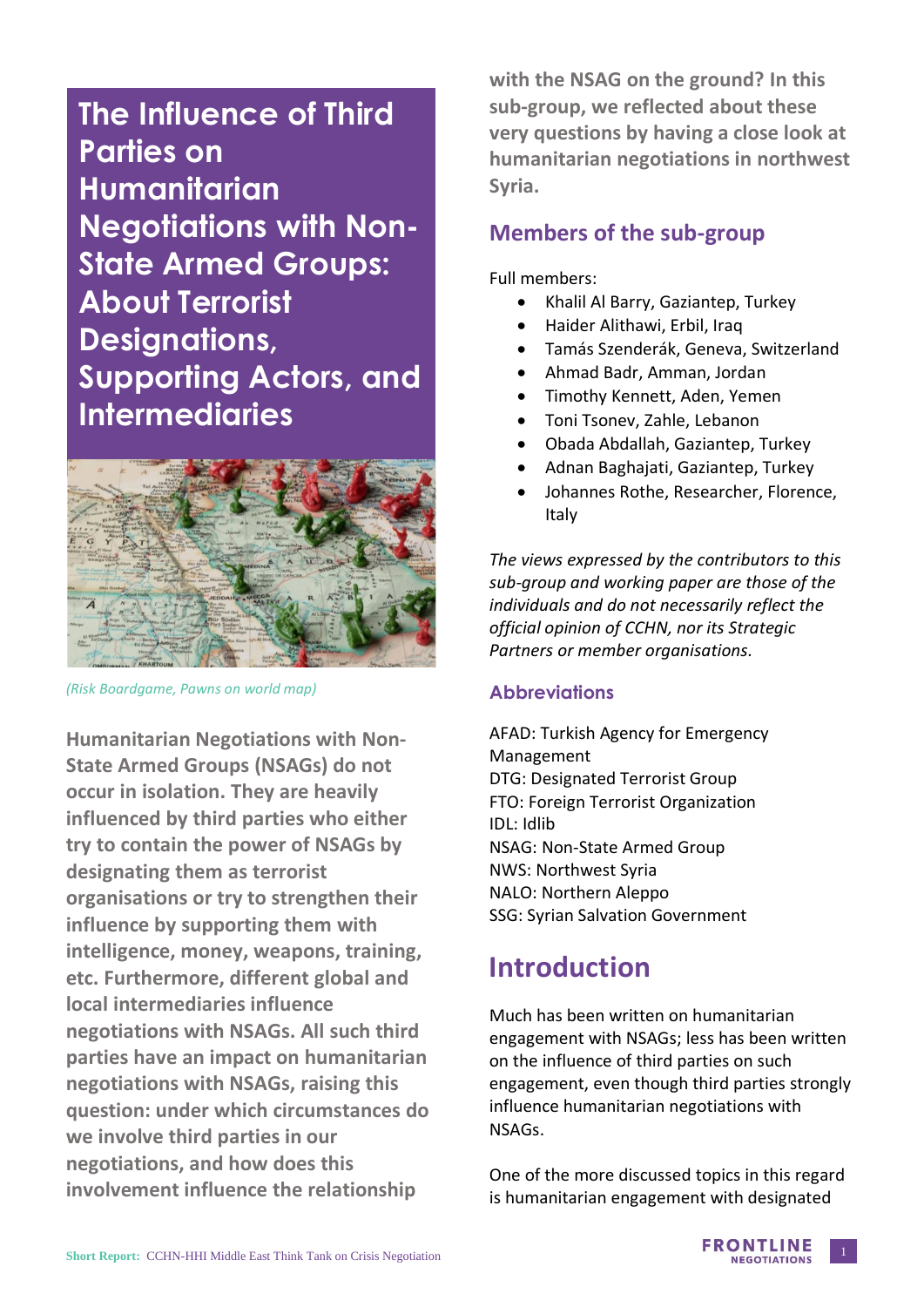# The Influence of Third Parties on Humanitarian Negotiations with Non-State Armed Groups: About Terrorist Designations, Supporting Actors, and Intermediaries

*(Risk Boardgame, Pawns on world map)*

**Humanitarian Negotiations with Non-State Armed Groups (NSAGs) do not occur in isolation. They are heavily influenced by third parties who either try to contain the power of NSAGs by designating them as terrorist organisations or try to strengthen their influence by supporting them with intelligence, money, weapons, training, etc. Furthermore, different global and local intermediaries influence negotiations with NSAGs. All such third parties have an impact on humanitarian negotiations with NSAGs, raising this question: under which circumstances do we involve third parties in our negotiations, and how does this involvement influence the relationship with the NSAG on the ground? In this sub-group, we reflected about these very questions by having a close look at humanitarian negotiations in northwest Syria.**

## Members of the sub-group

Full members:

- Khalil Al Barry, Gaziantep, Turkey
- Haider Alithawi, Erbil, Iraq
- Tamás Szenderák, Geneva, Switzerland
- Ahmad Badr, Amman, Jordan
- Timothy Kennett, Aden, Yemen
- Toni Tsonev, Zahle, Lebanon
- Obada Abdallah, Gaziantep, Turkey
- Adnan Baghajati, Gaziantep, Turkey
- Johannes Rothe, Researcher, Florence, Italy

*The views expressed by the contributors to this sub-group and working paper are those of the individuals and do not necessarily reflect the official opinion of CCHN, nor its Strategic Partners or member organisations.*

### Abbreviations

AFAD: Turkish Agency for Emergency Management
DTG: Designated Terrorist Group
FTO: Foreign Terrorist Organization
IDL: Idlib
NSAG: Non-State Armed Group
NWS: Northwest Syria
NALO: Northern Aleppo
SSG: Syrian Salvation Government

## Introduction

Much has been written on humanitarian engagement with NSAGs; less has been written on the influence of third parties on such engagement, even though third parties strongly influence humanitarian negotiations with NSAGs.

One of the more discussed topics in this regard is humanitarian engagement with designated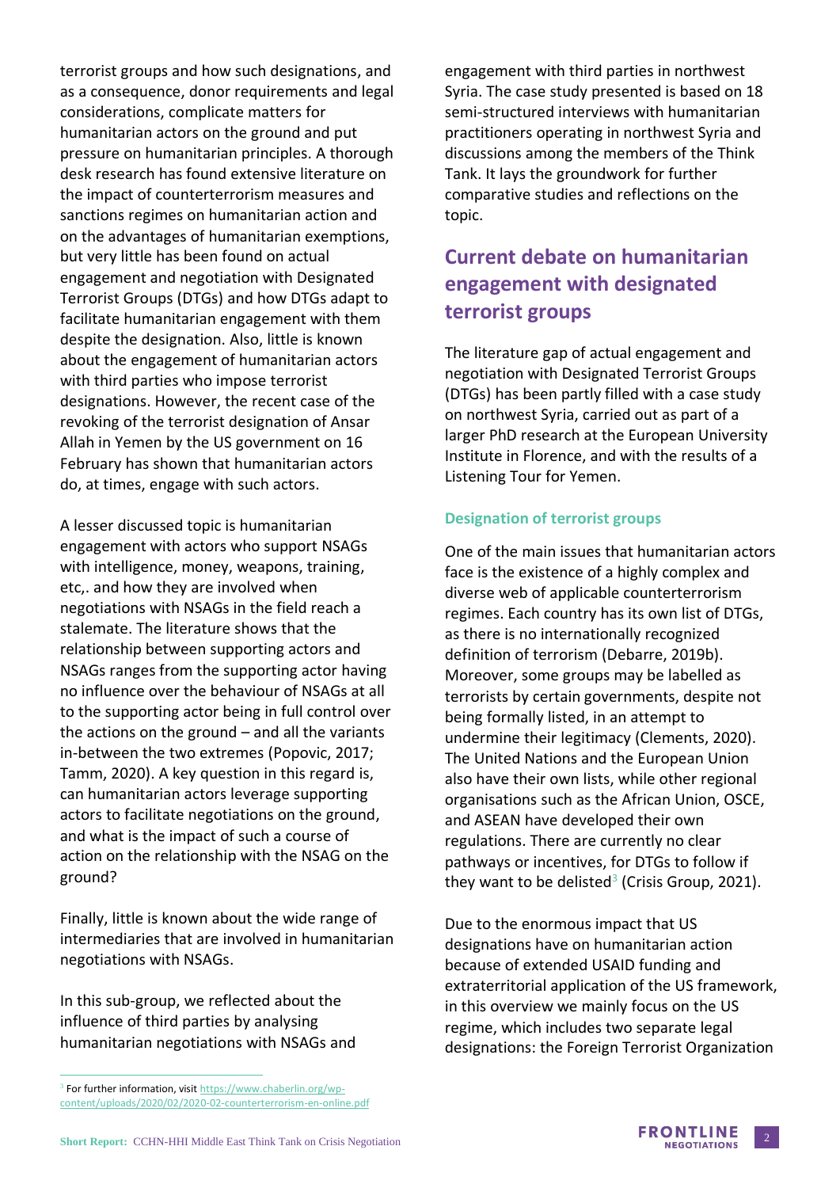terrorist groups and how such designations, and as a consequence, donor requirements and legal considerations, complicate matters for humanitarian actors on the ground and put pressure on humanitarian principles. A thorough desk research has found extensive literature on the impact of counterterrorism measures and sanctions regimes on humanitarian action and on the advantages of humanitarian exemptions, but very little has been found on actual engagement and negotiation with Designated Terrorist Groups (DTGs) and how DTGs adapt to facilitate humanitarian engagement with them despite the designation. Also, little is known about the engagement of humanitarian actors with third parties who impose terrorist designations. However, the recent case of the revoking of the terrorist designation of Ansar Allah in Yemen by the US government on 16 February has shown that humanitarian actors do, at times, engage with such actors.

A lesser discussed topic is humanitarian engagement with actors who support NSAGs with intelligence, money, weapons, training, etc,. and how they are involved when negotiations with NSAGs in the field reach a stalemate. The literature shows that the relationship between supporting actors and NSAGs ranges from the supporting actor having no influence over the behaviour of NSAGs at all to the supporting actor being in full control over the actions on the ground – and all the variants in-between the two extremes (Popovic, 2017; Tamm, 2020). A key question in this regard is, can humanitarian actors leverage supporting actors to facilitate negotiations on the ground, and what is the impact of such a course of action on the relationship with the NSAG on the ground?

Finally, little is known about the wide range of intermediaries that are involved in humanitarian negotiations with NSAGs.

In this sub-group, we reflected about the influence of third parties by analysing humanitarian negotiations with NSAGs and engagement with third parties in northwest Syria. The case study presented is based on 18 semi-structured interviews with humanitarian practitioners operating in northwest Syria and discussions among the members of the Think Tank. It lays the groundwork for further comparative studies and reflections on the topic.

## Current debate on humanitarian engagement with designated terrorist groups

The literature gap of actual engagement and negotiation with Designated Terrorist Groups (DTGs) has been partly filled with a case study on northwest Syria, carried out as part of a larger PhD research at the European University Institute in Florence, and with the results of a Listening Tour for Yemen.

### Designation of terrorist groups

One of the main issues that humanitarian actors face is the existence of a highly complex and diverse web of applicable counterterrorism regimes. Each country has its own list of DTGs, as there is no internationally recognized definition of terrorism (Debarre, 2019b). Moreover, some groups may be labelled as terrorists by certain governments, despite not being formally listed, in an attempt to undermine their legitimacy (Clements, 2020). The United Nations and the European Union also have their own lists, while other regional organisations such as the African Union, OSCE, and ASEAN have developed their own regulations. There are currently no clear pathways or incentives, for DTGs to follow if they want to be delisted[3] (Crisis Group, 2021).

Due to the enormous impact that US designations have on humanitarian action because of extended USAID funding and extraterritorial application of the US framework, in this overview we mainly focus on the US regime, which includes two separate legal designations: the Foreign Terrorist Organization

[3] For further information, visit https://www.chaberlin.org/wp-content/uploads/2020/02/2020-02-counterterrorism-en-online.pdf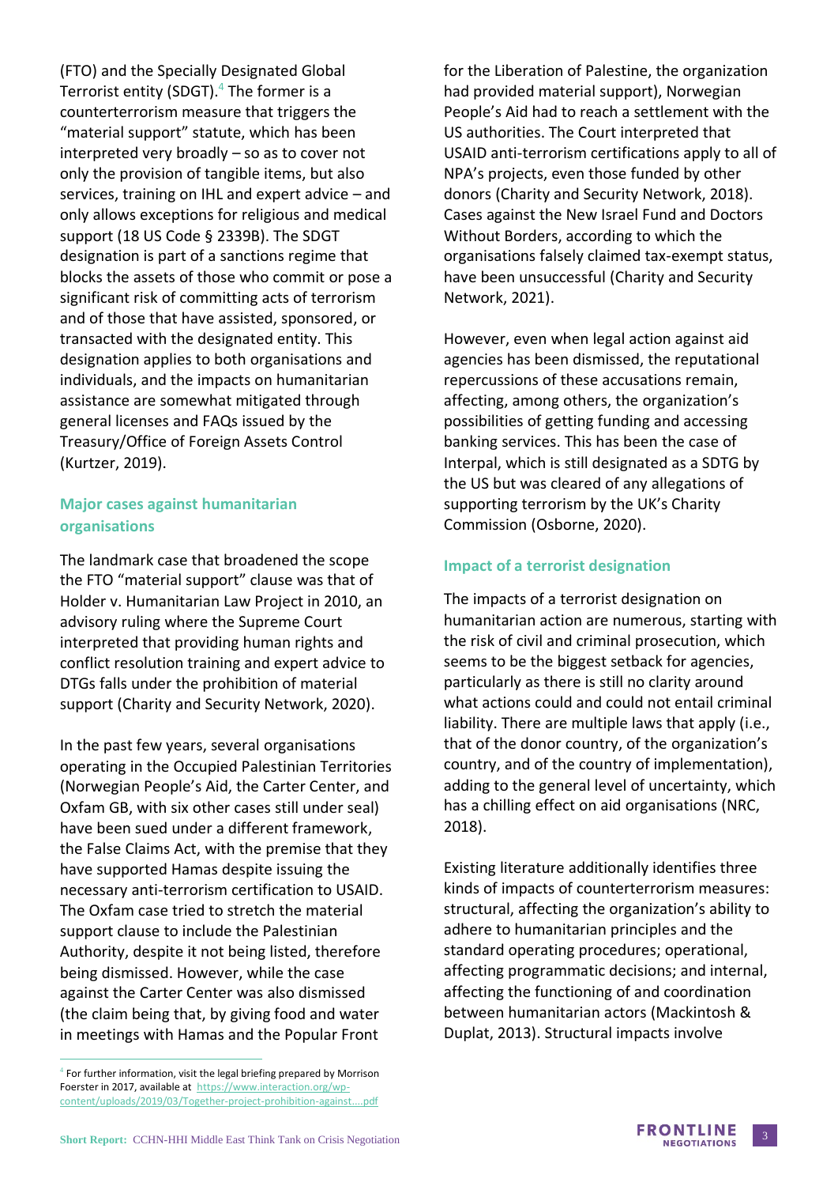(FTO) and the Specially Designated Global Terrorist entity (SDGT).[4] The former is a counterterrorism measure that triggers the "material support" statute, which has been interpreted very broadly – so as to cover not only the provision of tangible items, but also services, training on IHL and expert advice – and only allows exceptions for religious and medical support (18 US Code § 2339B). The SDGT designation is part of a sanctions regime that blocks the assets of those who commit or pose a significant risk of committing acts of terrorism and of those that have assisted, sponsored, or transacted with the designated entity. This designation applies to both organisations and individuals, and the impacts on humanitarian assistance are somewhat mitigated through general licenses and FAQs issued by the Treasury/Office of Foreign Assets Control (Kurtzer, 2019).

### Major cases against humanitarian organisations

The landmark case that broadened the scope the FTO "material support" clause was that of Holder v. Humanitarian Law Project in 2010, an advisory ruling where the Supreme Court interpreted that providing human rights and conflict resolution training and expert advice to DTGs falls under the prohibition of material support (Charity and Security Network, 2020).

In the past few years, several organisations operating in the Occupied Palestinian Territories (Norwegian People's Aid, the Carter Center, and Oxfam GB, with six other cases still under seal) have been sued under a different framework, the False Claims Act, with the premise that they have supported Hamas despite issuing the necessary anti-terrorism certification to USAID. The Oxfam case tried to stretch the material support clause to include the Palestinian Authority, despite it not being listed, therefore being dismissed. However, while the case against the Carter Center was also dismissed (the claim being that, by giving food and water in meetings with Hamas and the Popular Front for the Liberation of Palestine, the organization had provided material support), Norwegian People's Aid had to reach a settlement with the US authorities. The Court interpreted that USAID anti-terrorism certifications apply to all of NPA's projects, even those funded by other donors (Charity and Security Network, 2018). Cases against the New Israel Fund and Doctors Without Borders, according to which the organisations falsely claimed tax-exempt status, have been unsuccessful (Charity and Security Network, 2021).

However, even when legal action against aid agencies has been dismissed, the reputational repercussions of these accusations remain, affecting, among others, the organization's possibilities of getting funding and accessing banking services. This has been the case of Interpal, which is still designated as a SDTG by the US but was cleared of any allegations of supporting terrorism by the UK's Charity Commission (Osborne, 2020).

### Impact of a terrorist designation

The impacts of a terrorist designation on humanitarian action are numerous, starting with the risk of civil and criminal prosecution, which seems to be the biggest setback for agencies, particularly as there is still no clarity around what actions could and could not entail criminal liability. There are multiple laws that apply (i.e., that of the donor country, of the organization's country, and of the country of implementation), adding to the general level of uncertainty, which has a chilling effect on aid organisations (NRC, 2018).

Existing literature additionally identifies three kinds of impacts of counterterrorism measures: structural, affecting the organization's ability to adhere to humanitarian principles and the standard operating procedures; operational, affecting programmatic decisions; and internal, affecting the functioning of and coordination between humanitarian actors (Mackintosh & Duplat, 2013). Structural impacts involve

[4] For further information, visit the legal briefing prepared by Morrison Foerster in 2017, available at https://www.interaction.org/wp-content/uploads/2019/03/Together-project-prohibition-against....pdf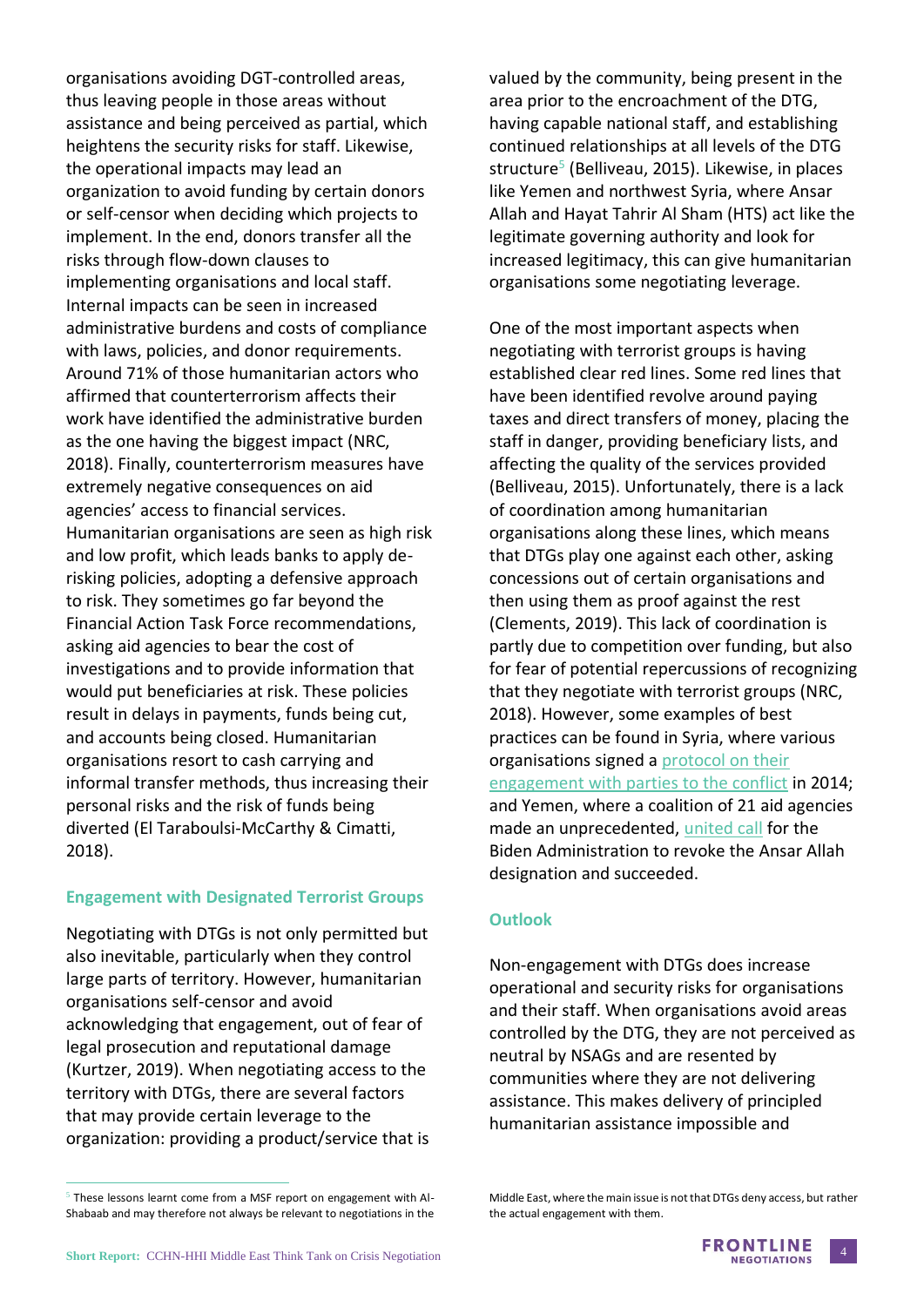organisations avoiding DGT-controlled areas, thus leaving people in those areas without assistance and being perceived as partial, which heightens the security risks for staff. Likewise, the operational impacts may lead an organization to avoid funding by certain donors or self-censor when deciding which projects to implement. In the end, donors transfer all the risks through flow-down clauses to implementing organisations and local staff. Internal impacts can be seen in increased administrative burdens and costs of compliance with laws, policies, and donor requirements. Around 71% of those humanitarian actors who affirmed that counterterrorism affects their work have identified the administrative burden as the one having the biggest impact (NRC, 2018). Finally, counterterrorism measures have extremely negative consequences on aid agencies' access to financial services. Humanitarian organisations are seen as high risk and low profit, which leads banks to apply de-risking policies, adopting a defensive approach to risk. They sometimes go far beyond the Financial Action Task Force recommendations, asking aid agencies to bear the cost of investigations and to provide information that would put beneficiaries at risk. These policies result in delays in payments, funds being cut, and accounts being closed. Humanitarian organisations resort to cash carrying and informal transfer methods, thus increasing their personal risks and the risk of funds being diverted (El Taraboulsi-McCarthy & Cimatti, 2018).

### Engagement with Designated Terrorist Groups

Negotiating with DTGs is not only permitted but also inevitable, particularly when they control large parts of territory. However, humanitarian organisations self-censor and avoid acknowledging that engagement, out of fear of legal prosecution and reputational damage (Kurtzer, 2019). When negotiating access to the territory with DTGs, there are several factors that may provide certain leverage to the organization: providing a product/service that is valued by the community, being present in the area prior to the encroachment of the DTG, having capable national staff, and establishing continued relationships at all levels of the DTG structure[5] (Belliveau, 2015). Likewise, in places like Yemen and northwest Syria, where Ansar Allah and Hayat Tahrir Al Sham (HTS) act like the legitimate governing authority and look for increased legitimacy, this can give humanitarian organisations some negotiating leverage.

One of the most important aspects when negotiating with terrorist groups is having established clear red lines. Some red lines that have been identified revolve around paying taxes and direct transfers of money, placing the staff in danger, providing beneficiary lists, and affecting the quality of the services provided (Belliveau, 2015). Unfortunately, there is a lack of coordination among humanitarian organisations along these lines, which means that DTGs play one against each other, asking concessions out of certain organisations and then using them as proof against the rest (Clements, 2019). This lack of coordination is partly due to competition over funding, but also for fear of potential repercussions of recognizing that they negotiate with terrorist groups (NRC, 2018). However, some examples of best practices can be found in Syria, where various organisations signed a protocol on their engagement with parties to the conflict in 2014; and Yemen, where a coalition of 21 aid agencies made an unprecedented, united call for the Biden Administration to revoke the Ansar Allah designation and succeeded.

### Outlook

Non-engagement with DTGs does increase operational and security risks for organisations and their staff. When organisations avoid areas controlled by the DTG, they are not perceived as neutral by NSAGs and are resented by communities where they are not delivering assistance. This makes delivery of principled humanitarian assistance impossible and

---

[5] These lessons learnt come from a MSF report on engagement with Al-Shabaab and may therefore not always be relevant to negotiations in the Middle East, where the main issue is not that DTGs deny access, but rather the actual engagement with them.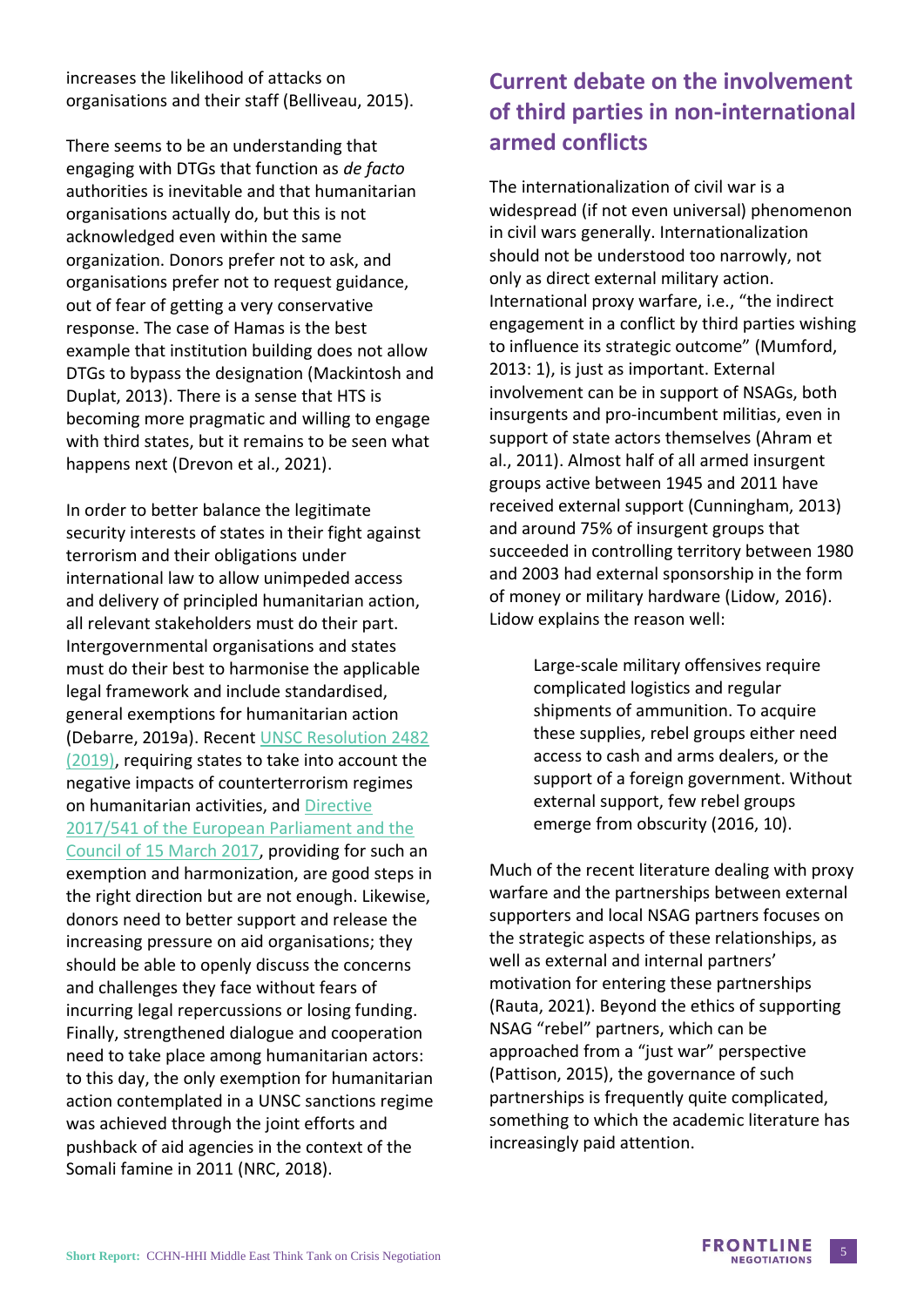increases the likelihood of attacks on organisations and their staff (Belliveau, 2015).

There seems to be an understanding that engaging with DTGs that function as *de facto* authorities is inevitable and that humanitarian organisations actually do, but this is not acknowledged even within the same organization. Donors prefer not to ask, and organisations prefer not to request guidance, out of fear of getting a very conservative response. The case of Hamas is the best example that institution building does not allow DTGs to bypass the designation (Mackintosh and Duplat, 2013). There is a sense that HTS is becoming more pragmatic and willing to engage with third states, but it remains to be seen what happens next (Drevon et al., 2021).

In order to better balance the legitimate security interests of states in their fight against terrorism and their obligations under international law to allow unimpeded access and delivery of principled humanitarian action, all relevant stakeholders must do their part. Intergovernmental organisations and states must do their best to harmonise the applicable legal framework and include standardised, general exemptions for humanitarian action (Debarre, 2019a). Recent UNSC Resolution 2482 (2019), requiring states to take into account the negative impacts of counterterrorism regimes on humanitarian activities, and Directive 2017/541 of the European Parliament and the Council of 15 March 2017, providing for such an exemption and harmonization, are good steps in the right direction but are not enough. Likewise, donors need to better support and release the increasing pressure on aid organisations; they should be able to openly discuss the concerns and challenges they face without fears of incurring legal repercussions or losing funding. Finally, strengthened dialogue and cooperation need to take place among humanitarian actors: to this day, the only exemption for humanitarian action contemplated in a UNSC sanctions regime was achieved through the joint efforts and pushback of aid agencies in the context of the Somali famine in 2011 (NRC, 2018).

## Current debate on the involvement of third parties in non-international armed conflicts

The internationalization of civil war is a widespread (if not even universal) phenomenon in civil wars generally. Internationalization should not be understood too narrowly, not only as direct external military action. International proxy warfare, i.e., "the indirect engagement in a conflict by third parties wishing to influence its strategic outcome" (Mumford, 2013: 1), is just as important. External involvement can be in support of NSAGs, both insurgents and pro-incumbent militias, even in support of state actors themselves (Ahram et al., 2011). Almost half of all armed insurgent groups active between 1945 and 2011 have received external support (Cunningham, 2013) and around 75% of insurgent groups that succeeded in controlling territory between 1980 and 2003 had external sponsorship in the form of money or military hardware (Lidow, 2016). Lidow explains the reason well:

> Large-scale military offensives require complicated logistics and regular shipments of ammunition. To acquire these supplies, rebel groups either need access to cash and arms dealers, or the support of a foreign government. Without external support, few rebel groups emerge from obscurity (2016, 10).

Much of the recent literature dealing with proxy warfare and the partnerships between external supporters and local NSAG partners focuses on the strategic aspects of these relationships, as well as external and internal partners' motivation for entering these partnerships (Rauta, 2021). Beyond the ethics of supporting NSAG "rebel" partners, which can be approached from a "just war" perspective (Pattison, 2015), the governance of such partnerships is frequently quite complicated, something to which the academic literature has increasingly paid attention.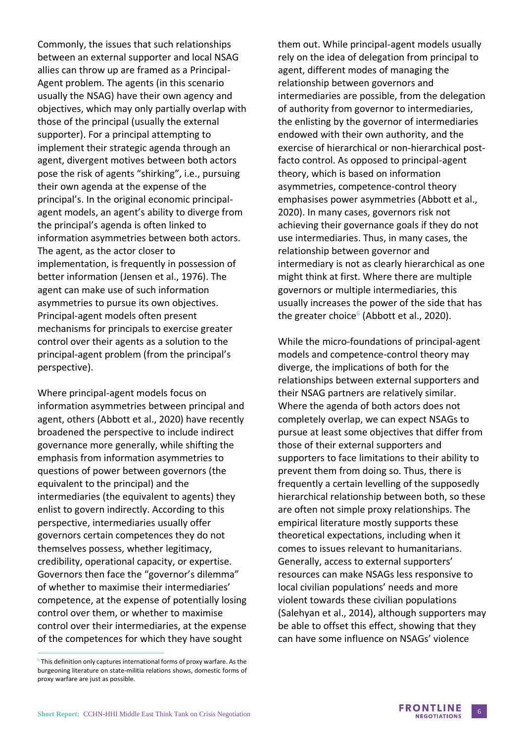Commonly, the issues that such relationships between an external supporter and local NSAG allies can throw up are framed as a Principal-Agent problem. The agents (in this scenario usually the NSAG) have their own agency and objectives, which may only partially overlap with those of the principal (usually the external supporter). For a principal attempting to implement their strategic agenda through an agent, divergent motives between both actors pose the risk of agents "shirking", i.e., pursuing their own agenda at the expense of the principal's. In the original economic principal-agent models, an agent's ability to diverge from the principal's agenda is often linked to information asymmetries between both actors. The agent, as the actor closer to implementation, is frequently in possession of better information (Jensen et al., 1976). The agent can make use of such information asymmetries to pursue its own objectives. Principal-agent models often present mechanisms for principals to exercise greater control over their agents as a solution to the principal-agent problem (from the principal's perspective).

Where principal-agent models focus on information asymmetries between principal and agent, others (Abbott et al., 2020) have recently broadened the perspective to include indirect governance more generally, while shifting the emphasis from information asymmetries to questions of power between governors (the equivalent to the principal) and the intermediaries (the equivalent to agents) they enlist to govern indirectly. According to this perspective, intermediaries usually offer governors certain competences they do not themselves possess, whether legitimacy, credibility, operational capacity, or expertise. Governors then face the "governor's dilemma" of whether to maximise their intermediaries' competence, at the expense of potentially losing control over them, or whether to maximise control over their intermediaries, at the expense of the competences for which they have sought them out. While principal-agent models usually rely on the idea of delegation from principal to agent, different modes of managing the relationship between governors and intermediaries are possible, from the delegation of authority from governor to intermediaries, the enlisting by the governor of intermediaries endowed with their own authority, and the exercise of hierarchical or non-hierarchical post-facto control. As opposed to principal-agent theory, which is based on information asymmetries, competence-control theory emphasises power asymmetries (Abbott et al., 2020). In many cases, governors risk not achieving their governance goals if they do not use intermediaries. Thus, in many cases, the relationship between governor and intermediary is not as clearly hierarchical as one might think at first. Where there are multiple governors or multiple intermediaries, this usually increases the power of the side that has the greater choice[6] (Abbott et al., 2020).

While the micro-foundations of principal-agent models and competence-control theory may diverge, the implications of both for the relationships between external supporters and their NSAG partners are relatively similar. Where the agenda of both actors does not completely overlap, we can expect NSAGs to pursue at least some objectives that differ from those of their external supporters and supporters to face limitations to their ability to prevent them from doing so. Thus, there is frequently a certain levelling of the supposedly hierarchical relationship between both, so these are often not simple proxy relationships. The empirical literature mostly supports these theoretical expectations, including when it comes to issues relevant to humanitarians. Generally, access to external supporters' resources can make NSAGs less responsive to local civilian populations' needs and more violent towards these civilian populations (Salehyan et al., 2014), although supporters may be able to offset this effect, showing that they can have some influence on NSAGs' violence

[6] This definition only captures international forms of proxy warfare. As the burgeoning literature on state-militia relations shows, domestic forms of proxy warfare are just as possible.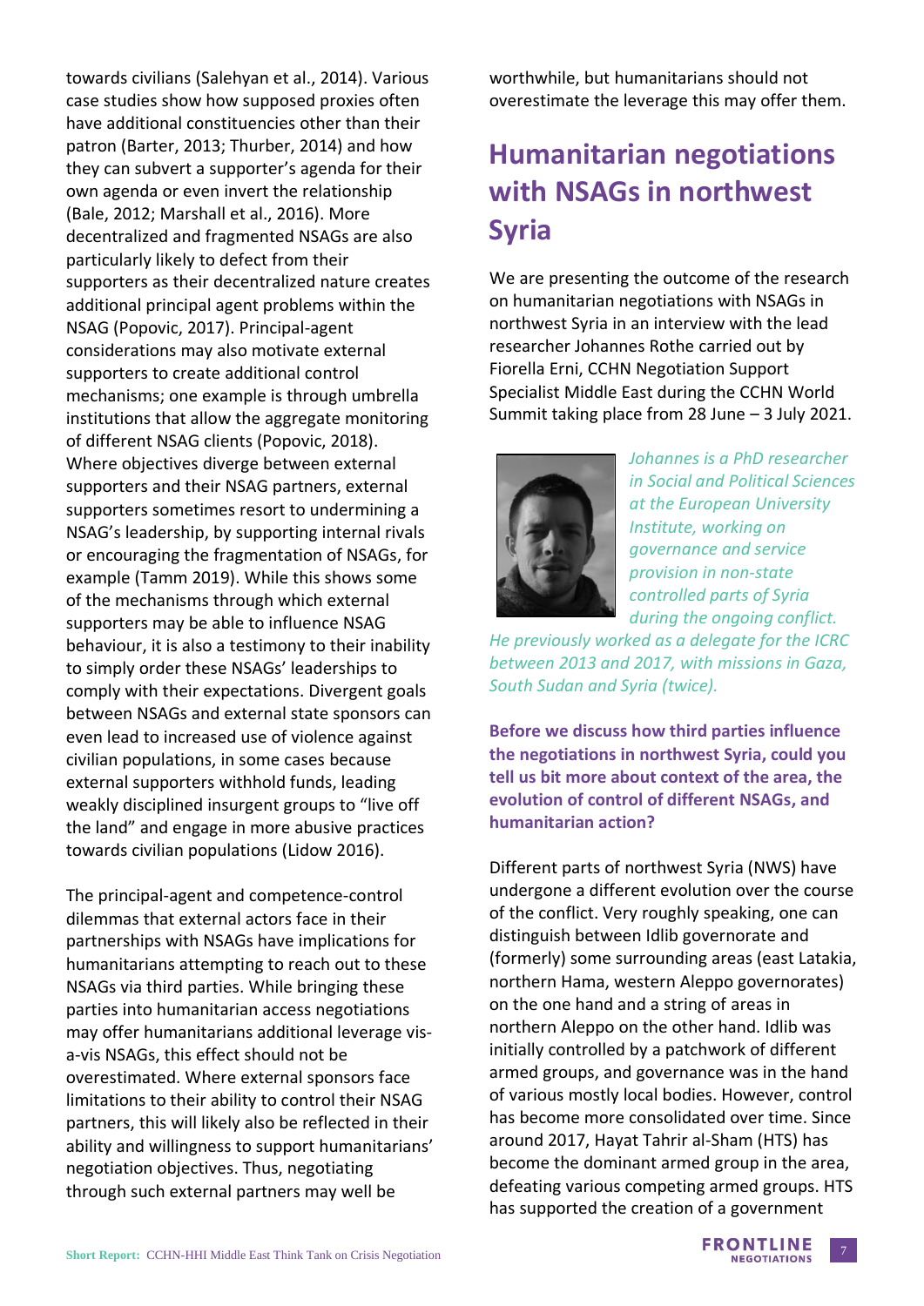towards civilians (Salehyan et al., 2014). Various case studies show how supposed proxies often have additional constituencies other than their patron (Barter, 2013; Thurber, 2014) and how they can subvert a supporter's agenda for their own agenda or even invert the relationship (Bale, 2012; Marshall et al., 2016). More decentralized and fragmented NSAGs are also particularly likely to defect from their supporters as their decentralized nature creates additional principal agent problems within the NSAG (Popovic, 2017). Principal-agent considerations may also motivate external supporters to create additional control mechanisms; one example is through umbrella institutions that allow the aggregate monitoring of different NSAG clients (Popovic, 2018). Where objectives diverge between external supporters and their NSAG partners, external supporters sometimes resort to undermining a NSAG's leadership, by supporting internal rivals or encouraging the fragmentation of NSAGs, for example (Tamm 2019). While this shows some of the mechanisms through which external supporters may be able to influence NSAG behaviour, it is also a testimony to their inability to simply order these NSAGs' leaderships to comply with their expectations. Divergent goals between NSAGs and external state sponsors can even lead to increased use of violence against civilian populations, in some cases because external supporters withhold funds, leading weakly disciplined insurgent groups to "live off the land" and engage in more abusive practices towards civilian populations (Lidow 2016).

The principal-agent and competence-control dilemmas that external actors face in their partnerships with NSAGs have implications for humanitarians attempting to reach out to these NSAGs via third parties. While bringing these parties into humanitarian access negotiations may offer humanitarians additional leverage vis-a-vis NSAGs, this effect should not be overestimated. Where external sponsors face limitations to their ability to control their NSAG partners, this will likely also be reflected in their ability and willingness to support humanitarians' negotiation objectives. Thus, negotiating through such external partners may well be worthwhile, but humanitarians should not overestimate the leverage this may offer them.

## Humanitarian negotiations with NSAGs in northwest Syria

We are presenting the outcome of the research on humanitarian negotiations with NSAGs in northwest Syria in an interview with the lead researcher Johannes Rothe carried out by Fiorella Erni, CCHN Negotiation Support Specialist Middle East during the CCHN World Summit taking place from 28 June – 3 July 2021.

*Johannes is a PhD researcher in Social and Political Sciences at the European University Institute, working on governance and service provision in non-state controlled parts of Syria during the ongoing conflict. He previously worked as a delegate for the ICRC between 2013 and 2017, with missions in Gaza, South Sudan and Syria (twice).*

**Before we discuss how third parties influence the negotiations in northwest Syria, could you tell us bit more about context of the area, the evolution of control of different NSAGs, and humanitarian action?**

Different parts of northwest Syria (NWS) have undergone a different evolution over the course of the conflict. Very roughly speaking, one can distinguish between Idlib governorate and (formerly) some surrounding areas (east Latakia, northern Hama, western Aleppo governorates) on the one hand and a string of areas in northern Aleppo on the other hand. Idlib was initially controlled by a patchwork of different armed groups, and governance was in the hand of various mostly local bodies. However, control has become more consolidated over time. Since around 2017, Hayat Tahrir al-Sham (HTS) has become the dominant armed group in the area, defeating various competing armed groups. HTS has supported the creation of a government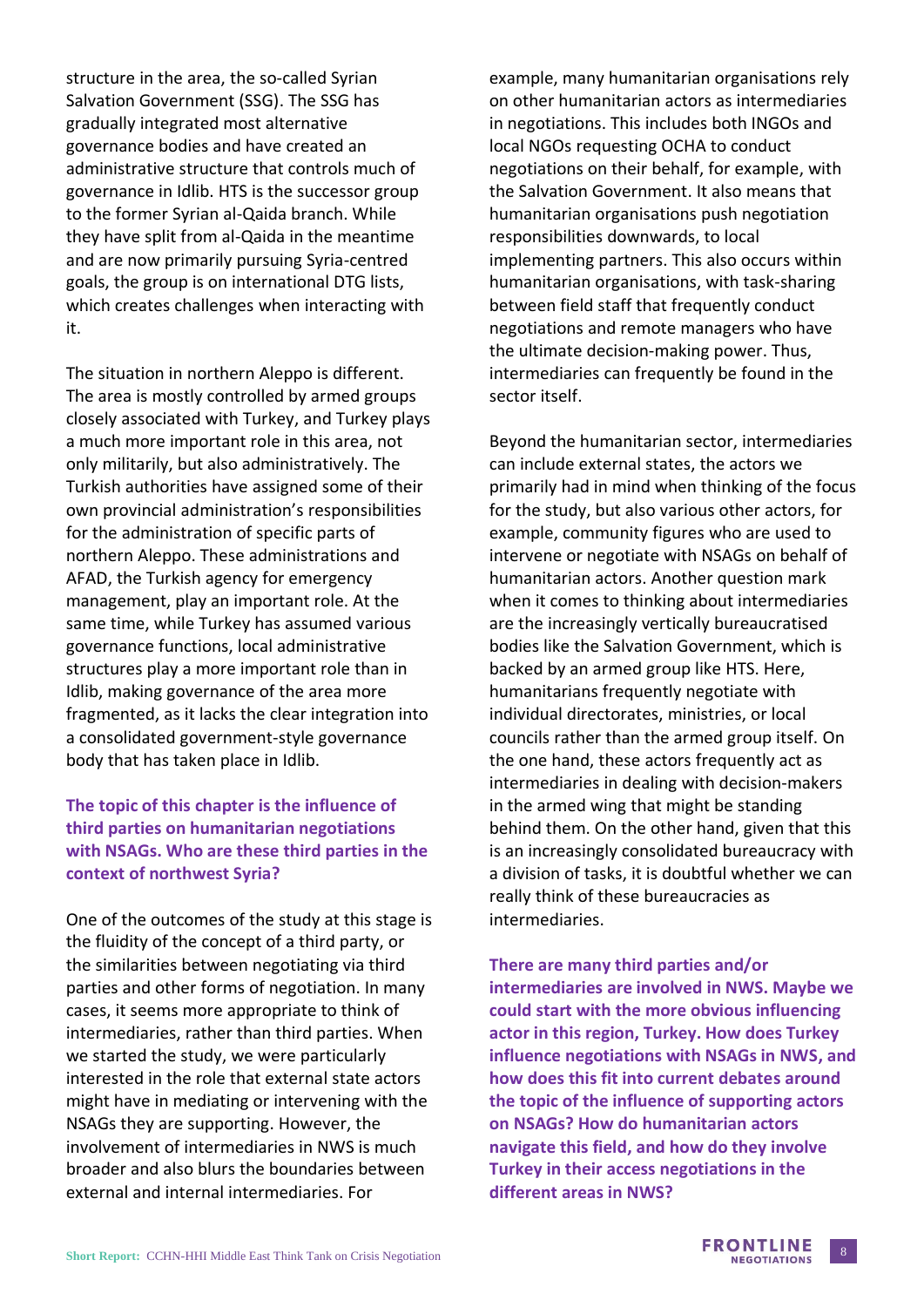structure in the area, the so-called Syrian Salvation Government (SSG). The SSG has gradually integrated most alternative governance bodies and have created an administrative structure that controls much of governance in Idlib. HTS is the successor group to the former Syrian al-Qaida branch. While they have split from al-Qaida in the meantime and are now primarily pursuing Syria-centred goals, the group is on international DTG lists, which creates challenges when interacting with it.

The situation in northern Aleppo is different. The area is mostly controlled by armed groups closely associated with Turkey, and Turkey plays a much more important role in this area, not only militarily, but also administratively. The Turkish authorities have assigned some of their own provincial administration's responsibilities for the administration of specific parts of northern Aleppo. These administrations and AFAD, the Turkish agency for emergency management, play an important role. At the same time, while Turkey has assumed various governance functions, local administrative structures play a more important role than in Idlib, making governance of the area more fragmented, as it lacks the clear integration into a consolidated government-style governance body that has taken place in Idlib.

**The topic of this chapter is the influence of third parties on humanitarian negotiations with NSAGs. Who are these third parties in the context of northwest Syria?**

One of the outcomes of the study at this stage is the fluidity of the concept of a third party, or the similarities between negotiating via third parties and other forms of negotiation. In many cases, it seems more appropriate to think of intermediaries, rather than third parties. When we started the study, we were particularly interested in the role that external state actors might have in mediating or intervening with the NSAGs they are supporting. However, the involvement of intermediaries in NWS is much broader and also blurs the boundaries between external and internal intermediaries. For example, many humanitarian organisations rely on other humanitarian actors as intermediaries in negotiations. This includes both INGOs and local NGOs requesting OCHA to conduct negotiations on their behalf, for example, with the Salvation Government. It also means that humanitarian organisations push negotiation responsibilities downwards, to local implementing partners. This also occurs within humanitarian organisations, with task-sharing between field staff that frequently conduct negotiations and remote managers who have the ultimate decision-making power. Thus, intermediaries can frequently be found in the sector itself.

Beyond the humanitarian sector, intermediaries can include external states, the actors we primarily had in mind when thinking of the focus for the study, but also various other actors, for example, community figures who are used to intervene or negotiate with NSAGs on behalf of humanitarian actors. Another question mark when it comes to thinking about intermediaries are the increasingly vertically bureaucratised bodies like the Salvation Government, which is backed by an armed group like HTS. Here, humanitarians frequently negotiate with individual directorates, ministries, or local councils rather than the armed group itself. On the one hand, these actors frequently act as intermediaries in dealing with decision-makers in the armed wing that might be standing behind them. On the other hand, given that this is an increasingly consolidated bureaucracy with a division of tasks, it is doubtful whether we can really think of these bureaucracies as intermediaries.

**There are many third parties and/or intermediaries are involved in NWS. Maybe we could start with the more obvious influencing actor in this region, Turkey. How does Turkey influence negotiations with NSAGs in NWS, and how does this fit into current debates around the topic of the influence of supporting actors on NSAGs? How do humanitarian actors navigate this field, and how do they involve Turkey in their access negotiations in the different areas in NWS?**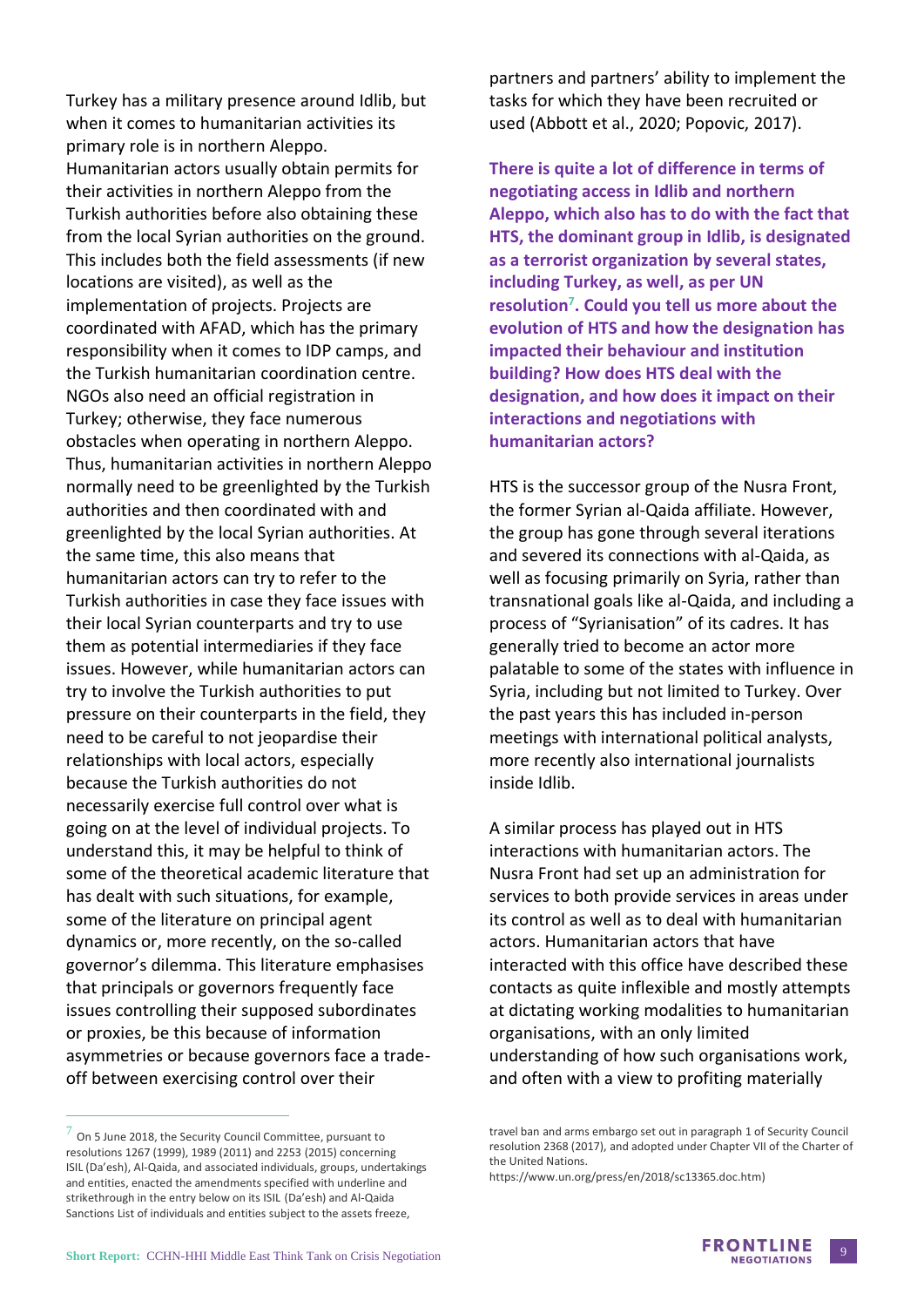Turkey has a military presence around Idlib, but when it comes to humanitarian activities its primary role is in northern Aleppo. Humanitarian actors usually obtain permits for their activities in northern Aleppo from the Turkish authorities before also obtaining these from the local Syrian authorities on the ground. This includes both the field assessments (if new locations are visited), as well as the implementation of projects. Projects are coordinated with AFAD, which has the primary responsibility when it comes to IDP camps, and the Turkish humanitarian coordination centre. NGOs also need an official registration in Turkey; otherwise, they face numerous obstacles when operating in northern Aleppo. Thus, humanitarian activities in northern Aleppo normally need to be greenlighted by the Turkish authorities and then coordinated with and greenlighted by the local Syrian authorities. At the same time, this also means that humanitarian actors can try to refer to the Turkish authorities in case they face issues with their local Syrian counterparts and try to use them as potential intermediaries if they face issues. However, while humanitarian actors can try to involve the Turkish authorities to put pressure on their counterparts in the field, they need to be careful to not jeopardise their relationships with local actors, especially because the Turkish authorities do not necessarily exercise full control over what is going on at the level of individual projects. To understand this, it may be helpful to think of some of the theoretical academic literature that has dealt with such situations, for example, some of the literature on principal agent dynamics or, more recently, on the so-called governor's dilemma. This literature emphasises that principals or governors frequently face issues controlling their supposed subordinates or proxies, be this because of information asymmetries or because governors face a trade-off between exercising control over their partners and partners' ability to implement the tasks for which they have been recruited or used (Abbott et al., 2020; Popovic, 2017).

**There is quite a lot of difference in terms of negotiating access in Idlib and northern Aleppo, which also has to do with the fact that HTS, the dominant group in Idlib, is designated as a terrorist organization by several states, including Turkey, as well, as per UN resolution[7]. Could you tell us more about the evolution of HTS and how the designation has impacted their behaviour and institution building? How does HTS deal with the designation, and how does it impact on their interactions and negotiations with humanitarian actors?**

HTS is the successor group of the Nusra Front, the former Syrian al-Qaida affiliate. However, the group has gone through several iterations and severed its connections with al-Qaida, as well as focusing primarily on Syria, rather than transnational goals like al-Qaida, and including a process of "Syrianisation" of its cadres. It has generally tried to become an actor more palatable to some of the states with influence in Syria, including but not limited to Turkey. Over the past years this has included in-person meetings with international political analysts, more recently also international journalists inside Idlib.

A similar process has played out in HTS interactions with humanitarian actors. The Nusra Front had set up an administration for services to both provide services in areas under its control as well as to deal with humanitarian actors. Humanitarian actors that have interacted with this office have described these contacts as quite inflexible and mostly attempts at dictating working modalities to humanitarian organisations, with an only limited understanding of how such organisations work, and often with a view to profiting materially

---

[7] On 5 June 2018, the Security Council Committee, pursuant to resolutions 1267 (1999), 1989 (2011) and 2253 (2015) concerning ISIL (Da'esh), Al-Qaida, and associated individuals, groups, undertakings and entities, enacted the amendments specified with underline and strikethrough in the entry below on its ISIL (Da'esh) and Al-Qaida Sanctions List of individuals and entities subject to the assets freeze, travel ban and arms embargo set out in paragraph 1 of Security Council resolution 2368 (2017), and adopted under Chapter VII of the Charter of the United Nations. https://www.un.org/press/en/2018/sc13365.doc.htm)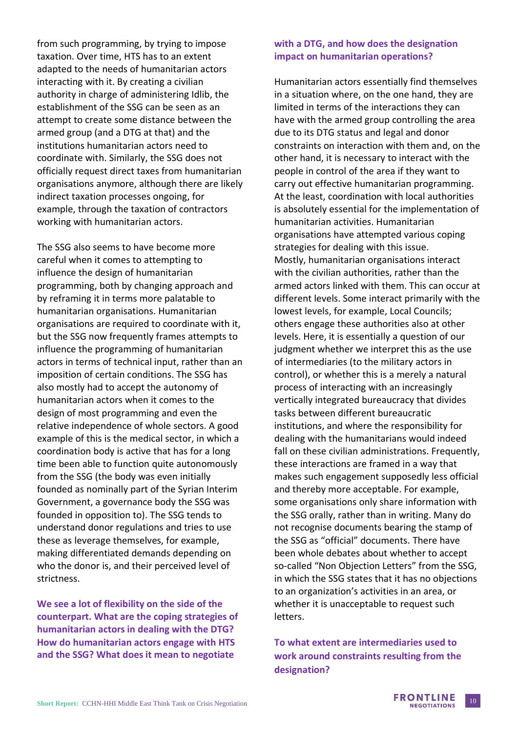from such programming, by trying to impose taxation. Over time, HTS has to an extent adapted to the needs of humanitarian actors interacting with it. By creating a civilian authority in charge of administering Idlib, the establishment of the SSG can be seen as an attempt to create some distance between the armed group (and a DTG at that) and the institutions humanitarian actors need to coordinate with. Similarly, the SSG does not officially request direct taxes from humanitarian organisations anymore, although there are likely indirect taxation processes ongoing, for example, through the taxation of contractors working with humanitarian actors.

The SSG also seems to have become more careful when it comes to attempting to influence the design of humanitarian programming, both by changing approach and by reframing it in terms more palatable to humanitarian organisations. Humanitarian organisations are required to coordinate with it, but the SSG now frequently frames attempts to influence the programming of humanitarian actors in terms of technical input, rather than an imposition of certain conditions. The SSG has also mostly had to accept the autonomy of humanitarian actors when it comes to the design of most programming and even the relative independence of whole sectors. A good example of this is the medical sector, in which a coordination body is active that has for a long time been able to function quite autonomously from the SSG (the body was even initially founded as nominally part of the Syrian Interim Government, a governance body the SSG was founded in opposition to). The SSG tends to understand donor regulations and tries to use these as leverage themselves, for example, making differentiated demands depending on who the donor is, and their perceived level of strictness.

**We see a lot of flexibility on the side of the counterpart. What are the coping strategies of humanitarian actors in dealing with the DTG? How do humanitarian actors engage with HTS and the SSG? What does it mean to negotiate with a DTG, and how does the designation impact on humanitarian operations?**

Humanitarian actors essentially find themselves in a situation where, on the one hand, they are limited in terms of the interactions they can have with the armed group controlling the area due to its DTG status and legal and donor constraints on interaction with them and, on the other hand, it is necessary to interact with the people in control of the area if they want to carry out effective humanitarian programming. At the least, coordination with local authorities is absolutely essential for the implementation of humanitarian activities. Humanitarian organisations have attempted various coping strategies for dealing with this issue. Mostly, humanitarian organisations interact with the civilian authorities, rather than the armed actors linked with them. This can occur at different levels. Some interact primarily with the lowest levels, for example, Local Councils; others engage these authorities also at other levels. Here, it is essentially a question of our judgment whether we interpret this as the use of intermediaries (to the military actors in control), or whether this is a merely a natural process of interacting with an increasingly vertically integrated bureaucracy that divides tasks between different bureaucratic institutions, and where the responsibility for dealing with the humanitarians would indeed fall on these civilian administrations. Frequently, these interactions are framed in a way that makes such engagement supposedly less official and thereby more acceptable. For example, some organisations only share information with the SSG orally, rather than in writing. Many do not recognise documents bearing the stamp of the SSG as "official" documents. There have been whole debates about whether to accept so-called "Non Objection Letters" from the SSG, in which the SSG states that it has no objections to an organization's activities in an area, or whether it is unacceptable to request such letters.

**To what extent are intermediaries used to work around constraints resulting from the designation?**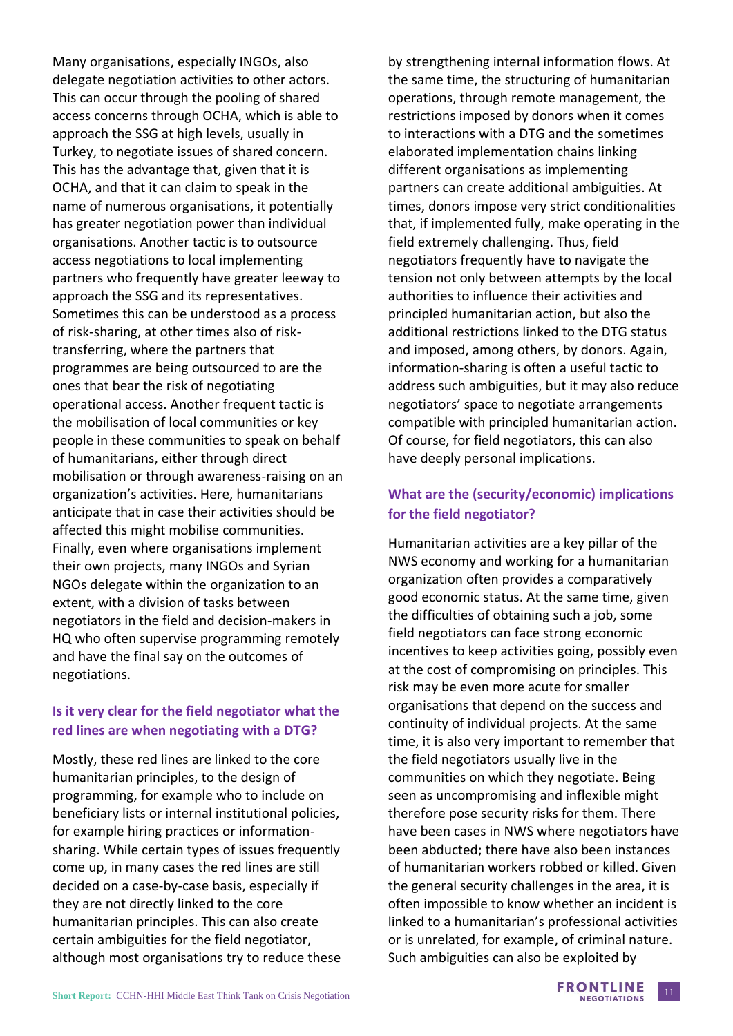Many organisations, especially INGOs, also delegate negotiation activities to other actors. This can occur through the pooling of shared access concerns through OCHA, which is able to approach the SSG at high levels, usually in Turkey, to negotiate issues of shared concern. This has the advantage that, given that it is OCHA, and that it can claim to speak in the name of numerous organisations, it potentially has greater negotiation power than individual organisations. Another tactic is to outsource access negotiations to local implementing partners who frequently have greater leeway to approach the SSG and its representatives. Sometimes this can be understood as a process of risk-sharing, at other times also of risk-transferring, where the partners that programmes are being outsourced to are the ones that bear the risk of negotiating operational access. Another frequent tactic is the mobilisation of local communities or key people in these communities to speak on behalf of humanitarians, either through direct mobilisation or through awareness-raising on an organization's activities. Here, humanitarians anticipate that in case their activities should be affected this might mobilise communities. Finally, even where organisations implement their own projects, many INGOs and Syrian NGOs delegate within the organization to an extent, with a division of tasks between negotiators in the field and decision-makers in HQ who often supervise programming remotely and have the final say on the outcomes of negotiations.

### Is it very clear for the field negotiator what the red lines are when negotiating with a DTG?

Mostly, these red lines are linked to the core humanitarian principles, to the design of programming, for example who to include on beneficiary lists or internal institutional policies, for example hiring practices or information-sharing. While certain types of issues frequently come up, in many cases the red lines are still decided on a case-by-case basis, especially if they are not directly linked to the core humanitarian principles. This can also create certain ambiguities for the field negotiator, although most organisations try to reduce these by strengthening internal information flows. At the same time, the structuring of humanitarian operations, through remote management, the restrictions imposed by donors when it comes to interactions with a DTG and the sometimes elaborated implementation chains linking different organisations as implementing partners can create additional ambiguities. At times, donors impose very strict conditionalities that, if implemented fully, make operating in the field extremely challenging. Thus, field negotiators frequently have to navigate the tension not only between attempts by the local authorities to influence their activities and principled humanitarian action, but also the additional restrictions linked to the DTG status and imposed, among others, by donors. Again, information-sharing is often a useful tactic to address such ambiguities, but it may also reduce negotiators' space to negotiate arrangements compatible with principled humanitarian action. Of course, for field negotiators, this can also have deeply personal implications.

### What are the (security/economic) implications for the field negotiator?

Humanitarian activities are a key pillar of the NWS economy and working for a humanitarian organization often provides a comparatively good economic status. At the same time, given the difficulties of obtaining such a job, some field negotiators can face strong economic incentives to keep activities going, possibly even at the cost of compromising on principles. This risk may be even more acute for smaller organisations that depend on the success and continuity of individual projects. At the same time, it is also very important to remember that the field negotiators usually live in the communities on which they negotiate. Being seen as uncompromising and inflexible might therefore pose security risks for them. There have been cases in NWS where negotiators have been abducted; there have also been instances of humanitarian workers robbed or killed. Given the general security challenges in the area, it is often impossible to know whether an incident is linked to a humanitarian's professional activities or is unrelated, for example, of criminal nature. Such ambiguities can also be exploited by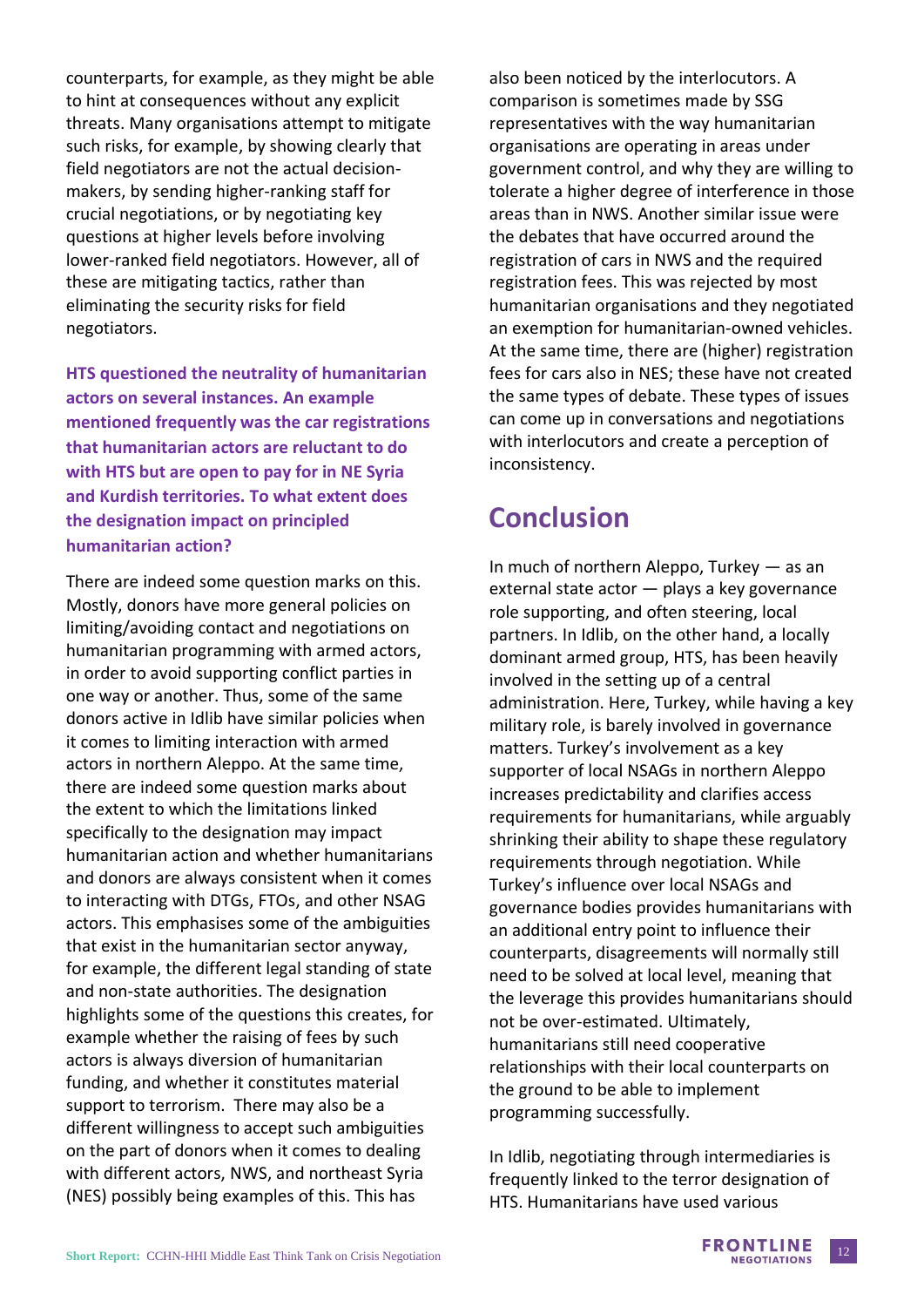counterparts, for example, as they might be able to hint at consequences without any explicit threats. Many organisations attempt to mitigate such risks, for example, by showing clearly that field negotiators are not the actual decision-makers, by sending higher-ranking staff for crucial negotiations, or by negotiating key questions at higher levels before involving lower-ranked field negotiators. However, all of these are mitigating tactics, rather than eliminating the security risks for field negotiators.

**HTS questioned the neutrality of humanitarian actors on several instances. An example mentioned frequently was the car registrations that humanitarian actors are reluctant to do with HTS but are open to pay for in NE Syria and Kurdish territories. To what extent does the designation impact on principled humanitarian action?**

There are indeed some question marks on this. Mostly, donors have more general policies on limiting/avoiding contact and negotiations on humanitarian programming with armed actors, in order to avoid supporting conflict parties in one way or another. Thus, some of the same donors active in Idlib have similar policies when it comes to limiting interaction with armed actors in northern Aleppo. At the same time, there are indeed some question marks about the extent to which the limitations linked specifically to the designation may impact humanitarian action and whether humanitarians and donors are always consistent when it comes to interacting with DTGs, FTOs, and other NSAG actors. This emphasises some of the ambiguities that exist in the humanitarian sector anyway, for example, the different legal standing of state and non-state authorities. The designation highlights some of the questions this creates, for example whether the raising of fees by such actors is always diversion of humanitarian funding, and whether it constitutes material support to terrorism. There may also be a different willingness to accept such ambiguities on the part of donors when it comes to dealing with different actors, NWS, and northeast Syria (NES) possibly being examples of this. This has also been noticed by the interlocutors. A comparison is sometimes made by SSG representatives with the way humanitarian organisations are operating in areas under government control, and why they are willing to tolerate a higher degree of interference in those areas than in NWS. Another similar issue were the debates that have occurred around the registration of cars in NWS and the required registration fees. This was rejected by most humanitarian organisations and they negotiated an exemption for humanitarian-owned vehicles. At the same time, there are (higher) registration fees for cars also in NES; these have not created the same types of debate. These types of issues can come up in conversations and negotiations with interlocutors and create a perception of inconsistency.

## Conclusion

In much of northern Aleppo, Turkey — as an external state actor — plays a key governance role supporting, and often steering, local partners. In Idlib, on the other hand, a locally dominant armed group, HTS, has been heavily involved in the setting up of a central administration. Here, Turkey, while having a key military role, is barely involved in governance matters. Turkey's involvement as a key supporter of local NSAGs in northern Aleppo increases predictability and clarifies access requirements for humanitarians, while arguably shrinking their ability to shape these regulatory requirements through negotiation. While Turkey's influence over local NSAGs and governance bodies provides humanitarians with an additional entry point to influence their counterparts, disagreements will normally still need to be solved at local level, meaning that the leverage this provides humanitarians should not be over-estimated. Ultimately, humanitarians still need cooperative relationships with their local counterparts on the ground to be able to implement programming successfully.

In Idlib, negotiating through intermediaries is frequently linked to the terror designation of HTS. Humanitarians have used various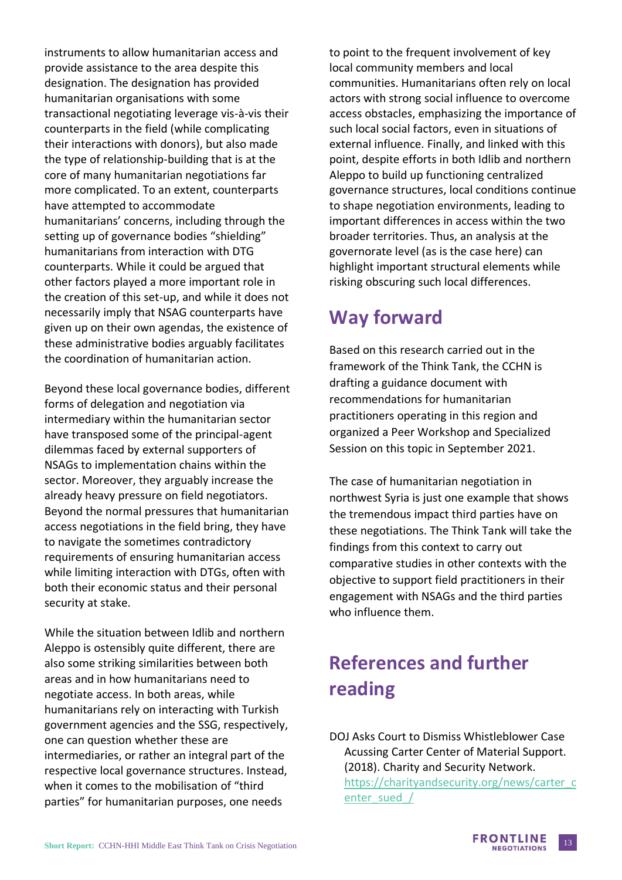instruments to allow humanitarian access and provide assistance to the area despite this designation. The designation has provided humanitarian organisations with some transactional negotiating leverage vis-à-vis their counterparts in the field (while complicating their interactions with donors), but also made the type of relationship-building that is at the core of many humanitarian negotiations far more complicated. To an extent, counterparts have attempted to accommodate humanitarians' concerns, including through the setting up of governance bodies "shielding" humanitarians from interaction with DTG counterparts. While it could be argued that other factors played a more important role in the creation of this set-up, and while it does not necessarily imply that NSAG counterparts have given up on their own agendas, the existence of these administrative bodies arguably facilitates the coordination of humanitarian action.

Beyond these local governance bodies, different forms of delegation and negotiation via intermediary within the humanitarian sector have transposed some of the principal-agent dilemmas faced by external supporters of NSAGs to implementation chains within the sector. Moreover, they arguably increase the already heavy pressure on field negotiators. Beyond the normal pressures that humanitarian access negotiations in the field bring, they have to navigate the sometimes contradictory requirements of ensuring humanitarian access while limiting interaction with DTGs, often with both their economic status and their personal security at stake.

While the situation between Idlib and northern Aleppo is ostensibly quite different, there are also some striking similarities between both areas and in how humanitarians need to negotiate access. In both areas, while humanitarians rely on interacting with Turkish government agencies and the SSG, respectively, one can question whether these are intermediaries, or rather an integral part of the respective local governance structures. Instead, when it comes to the mobilisation of "third parties" for humanitarian purposes, one needs to point to the frequent involvement of key local community members and local communities. Humanitarians often rely on local actors with strong social influence to overcome access obstacles, emphasizing the importance of such local social factors, even in situations of external influence. Finally, and linked with this point, despite efforts in both Idlib and northern Aleppo to build up functioning centralized governance structures, local conditions continue to shape negotiation environments, leading to important differences in access within the two broader territories. Thus, an analysis at the governorate level (as is the case here) can highlight important structural elements while risking obscuring such local differences.

## Way forward

Based on this research carried out in the framework of the Think Tank, the CCHN is drafting a guidance document with recommendations for humanitarian practitioners operating in this region and organized a Peer Workshop and Specialized Session on this topic in September 2021.

The case of humanitarian negotiation in northwest Syria is just one example that shows the tremendous impact third parties have on these negotiations. The Think Tank will take the findings from this context to carry out comparative studies in other contexts with the objective to support field practitioners in their engagement with NSAGs and the third parties who influence them.

## References and further reading

DOJ Asks Court to Dismiss Whistleblower Case Acussing Carter Center of Material Support. (2018). Charity and Security Network. https://charityandsecurity.org/news/carter_center_sued_/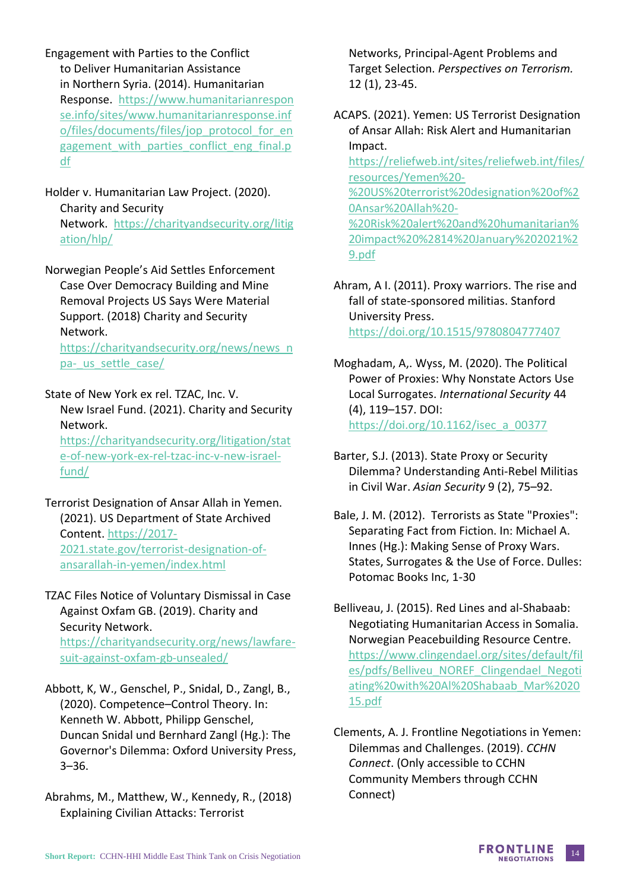Engagement with Parties to the Conflict to Deliver Humanitarian Assistance in Northern Syria. (2014). Humanitarian Response. https://www.humanitarianresponse.info/sites/www.humanitarianresponse.info/files/documents/files/jop_protocol_for_engagement_with_parties_conflict_eng_final.pdf

Holder v. Humanitarian Law Project. (2020). Charity and Security Network. https://charityandsecurity.org/litigation/hlp/

Norwegian People's Aid Settles Enforcement Case Over Democracy Building and Mine Removal Projects US Says Were Material Support. (2018) Charity and Security Network. https://charityandsecurity.org/news/news_npa-_us_settle_case/

State of New York ex rel. TZAC, Inc. V. New Israel Fund. (2021). Charity and Security Network. https://charityandsecurity.org/litigation/state-of-new-york-ex-rel-tzac-inc-v-new-israel-fund/

Terrorist Designation of Ansar Allah in Yemen. (2021). US Department of State Archived Content. https://2017-2021.state.gov/terrorist-designation-of-ansarallah-in-yemen/index.html

TZAC Files Notice of Voluntary Dismissal in Case Against Oxfam GB. (2019). Charity and Security Network. https://charityandsecurity.org/news/lawfare-suit-against-oxfam-gb-unsealed/

Abbott, K, W., Genschel, P., Snidal, D., Zangl, B., (2020). Competence–Control Theory. In: Kenneth W. Abbott, Philipp Genschel, Duncan Snidal und Bernhard Zangl (Hg.): The Governor's Dilemma: Oxford University Press, 3–36.

Abrahms, M., Matthew, W., Kennedy, R., (2018) Explaining Civilian Attacks: Terrorist Networks, Principal-Agent Problems and Target Selection. *Perspectives on Terrorism.* 12 (1), 23-45.

ACAPS. (2021). Yemen: US Terrorist Designation of Ansar Allah: Risk Alert and Humanitarian Impact. https://reliefweb.int/sites/reliefweb.int/files/resources/Yemen%20-%20US%20terrorist%20designation%20of%20Ansar%20Allah%20-%20Risk%20alert%20and%20humanitarian%20impact%20%2814%20January%202021%29.pdf

Ahram, A I. (2011). Proxy warriors. The rise and fall of state-sponsored militias. Stanford University Press. https://doi.org/10.1515/9780804777407

Moghadam, A,. Wyss, M. (2020). The Political Power of Proxies: Why Nonstate Actors Use Local Surrogates. *International Security* 44 (4), 119–157. DOI: https://doi.org/10.1162/isec_a_00377

Barter, S.J. (2013). State Proxy or Security Dilemma? Understanding Anti-Rebel Militias in Civil War. *Asian Security* 9 (2), 75–92.

Bale, J. M. (2012). Terrorists as State "Proxies": Separating Fact from Fiction. In: Michael A. Innes (Hg.): Making Sense of Proxy Wars. States, Surrogates & the Use of Force. Dulles: Potomac Books Inc, 1-30

Belliveau, J. (2015). Red Lines and al-Shabaab: Negotiating Humanitarian Access in Somalia. Norwegian Peacebuilding Resource Centre. https://www.clingendael.org/sites/default/files/pdfs/Belliveu_NOREF_Clingendael_Negotiating%20with%20Al%20Shabaab_Mar%202015.pdf

Clements, A. J. Frontline Negotiations in Yemen: Dilemmas and Challenges. (2019). *CCHN Connect*. (Only accessible to CCHN Community Members through CCHN Connect)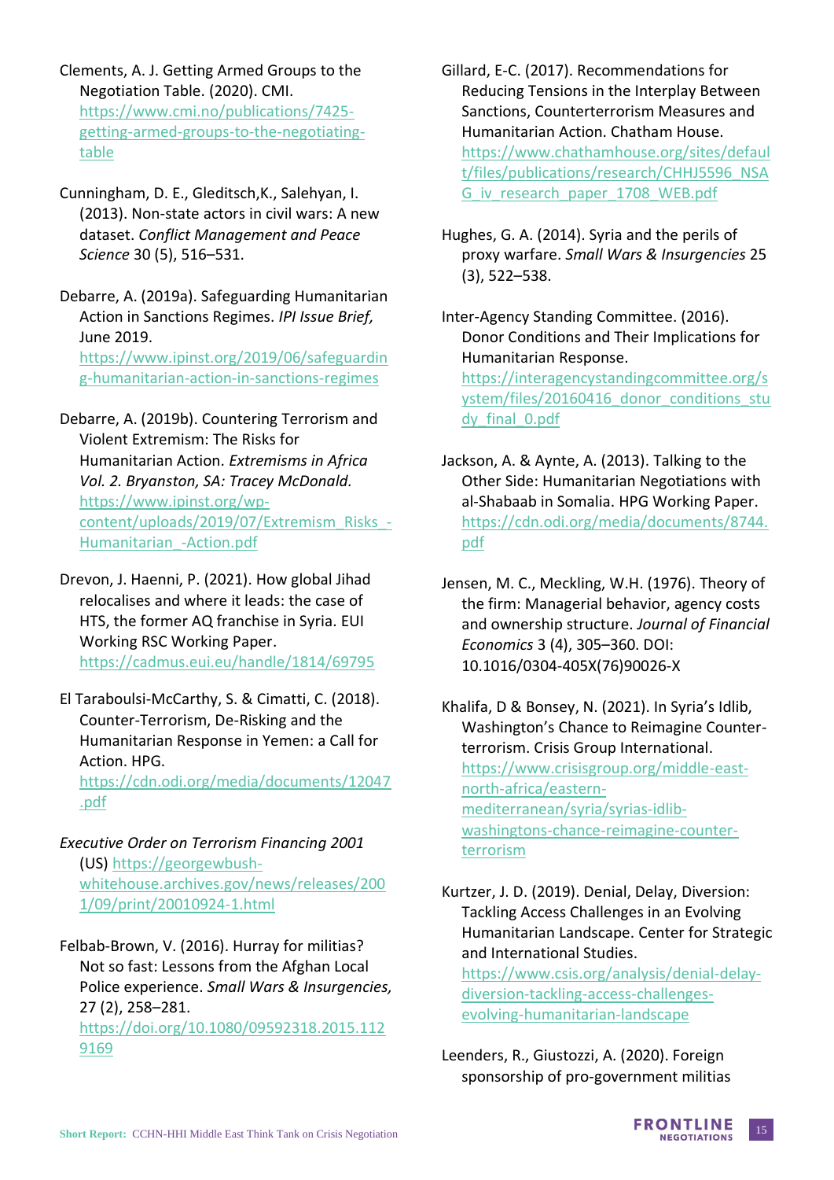Clements, A. J. Getting Armed Groups to the Negotiation Table. (2020). CMI. https://www.cmi.no/publications/7425-getting-armed-groups-to-the-negotiating-table

Cunningham, D. E., Gleditsch,K., Salehyan, I. (2013). Non-state actors in civil wars: A new dataset. *Conflict Management and Peace Science* 30 (5), 516–531.

Debarre, A. (2019a). Safeguarding Humanitarian Action in Sanctions Regimes. *IPI Issue Brief,* June 2019. https://www.ipinst.org/2019/06/safeguarding-humanitarian-action-in-sanctions-regimes

Debarre, A. (2019b). Countering Terrorism and Violent Extremism: The Risks for Humanitarian Action. *Extremisms in Africa Vol. 2. Bryanston, SA: Tracey McDonald.* https://www.ipinst.org/wp-content/uploads/2019/07/Extremism_Risks_-Humanitarian_-Action.pdf

Drevon, J. Haenni, P. (2021). How global Jihad relocalises and where it leads: the case of HTS, the former AQ franchise in Syria. EUI Working RSC Working Paper. https://cadmus.eui.eu/handle/1814/69795

El Taraboulsi-McCarthy, S. & Cimatti, C. (2018). Counter-Terrorism, De-Risking and the Humanitarian Response in Yemen: a Call for Action. HPG. https://cdn.odi.org/media/documents/12047.pdf

*Executive Order on Terrorism Financing 2001* (US) https://georgewbush-whitehouse.archives.gov/news/releases/2001/09/print/20010924-1.html

Felbab-Brown, V. (2016). Hurray for militias? Not so fast: Lessons from the Afghan Local Police experience. *Small Wars & Insurgencies,* 27 (2), 258–281. https://doi.org/10.1080/09592318.2015.1129169

Gillard, E-C. (2017). Recommendations for Reducing Tensions in the Interplay Between Sanctions, Counterterrorism Measures and Humanitarian Action. Chatham House. https://www.chathamhouse.org/sites/default/files/publications/research/CHHJ5596_NSAG_iv_research_paper_1708_WEB.pdf

Hughes, G. A. (2014). Syria and the perils of proxy warfare. *Small Wars & Insurgencies* 25 (3), 522–538.

Inter-Agency Standing Committee. (2016). Donor Conditions and Their Implications for Humanitarian Response. https://interagencystandingcommittee.org/system/files/20160416_donor_conditions_study_final_0.pdf

Jackson, A. & Aynte, A. (2013). Talking to the Other Side: Humanitarian Negotiations with al-Shabaab in Somalia. HPG Working Paper. https://cdn.odi.org/media/documents/8744.pdf

Jensen, M. C., Meckling, W.H. (1976). Theory of the firm: Managerial behavior, agency costs and ownership structure. *Journal of Financial Economics* 3 (4), 305–360. DOI: 10.1016/0304-405X(76)90026-X

Khalifa, D & Bonsey, N. (2021). In Syria's Idlib, Washington's Chance to Reimagine Counter-terrorism. Crisis Group International. https://www.crisisgroup.org/middle-east-north-africa/eastern-mediterranean/syria/syrias-idlib-washingtons-chance-reimagine-counter-terrorism

Kurtzer, J. D. (2019). Denial, Delay, Diversion: Tackling Access Challenges in an Evolving Humanitarian Landscape. Center for Strategic and International Studies. https://www.csis.org/analysis/denial-delay-diversion-tackling-access-challenges-evolving-humanitarian-landscape

Leenders, R., Giustozzi, A. (2020). Foreign sponsorship of pro-government militias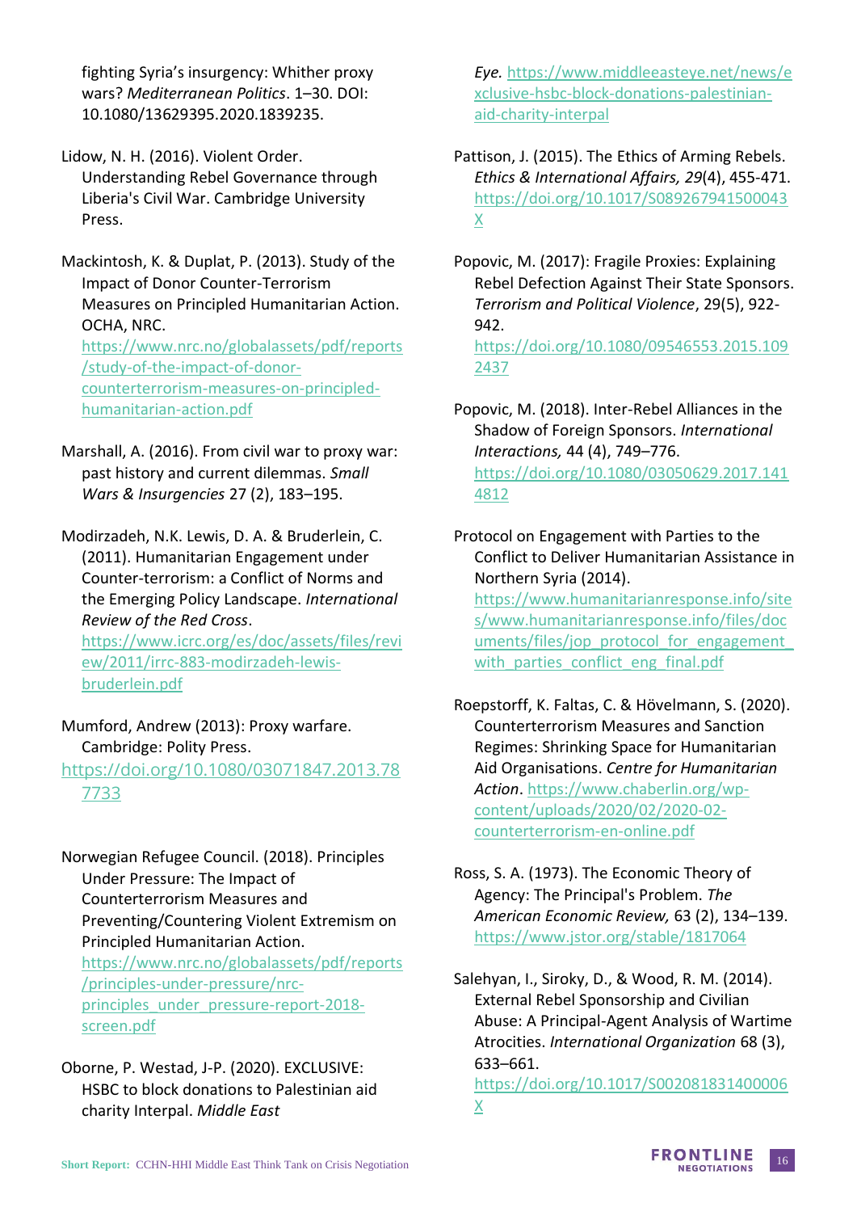fighting Syria's insurgency: Whither proxy wars? *Mediterranean Politics*. 1–30. DOI: 10.1080/13629395.2020.1839235.

Lidow, N. H. (2016). Violent Order. Understanding Rebel Governance through Liberia's Civil War. Cambridge University Press.

Mackintosh, K. & Duplat, P. (2013). Study of the Impact of Donor Counter-Terrorism Measures on Principled Humanitarian Action. OCHA, NRC. https://www.nrc.no/globalassets/pdf/reports/study-of-the-impact-of-donor-counterterrorism-measures-on-principled-humanitarian-action.pdf

Marshall, A. (2016). From civil war to proxy war: past history and current dilemmas. *Small Wars & Insurgencies* 27 (2), 183–195.

Modirzadeh, N.K. Lewis, D. A. & Bruderlein, C. (2011). Humanitarian Engagement under Counter-terrorism: a Conflict of Norms and the Emerging Policy Landscape. *International Review of the Red Cross*. https://www.icrc.org/es/doc/assets/files/review/2011/irrc-883-modirzadeh-lewis-bruderlein.pdf

Mumford, Andrew (2013): Proxy warfare. Cambridge: Polity Press. https://doi.org/10.1080/03071847.2013.787733

Norwegian Refugee Council. (2018). Principles Under Pressure: The Impact of Counterterrorism Measures and Preventing/Countering Violent Extremism on Principled Humanitarian Action. https://www.nrc.no/globalassets/pdf/reports/principles-under-pressure/nrc-principles_under_pressure-report-2018-screen.pdf

Oborne, P. Westad, J-P. (2020). EXCLUSIVE: HSBC to block donations to Palestinian aid charity Interpal. *Middle East Eye.* https://www.middleeasteye.net/news/exclusive-hsbc-block-donations-palestinian-aid-charity-interpal

Pattison, J. (2015). The Ethics of Arming Rebels. *Ethics & International Affairs, 29*(4), 455-471. https://doi.org/10.1017/S089267941500043X

Popovic, M. (2017): Fragile Proxies: Explaining Rebel Defection Against Their State Sponsors. *Terrorism and Political Violence*, 29(5), 922-942. https://doi.org/10.1080/09546553.2015.1092437

Popovic, M. (2018). Inter-Rebel Alliances in the Shadow of Foreign Sponsors. *International Interactions,* 44 (4), 749–776. https://doi.org/10.1080/03050629.2017.1414812

Protocol on Engagement with Parties to the Conflict to Deliver Humanitarian Assistance in Northern Syria (2014). https://www.humanitarianresponse.info/sites/www.humanitarianresponse.info/files/documents/files/jop_protocol_for_engagement_with_parties_conflict_eng_final.pdf

Roepstorff, K. Faltas, C. & Hövelmann, S. (2020). Counterterrorism Measures and Sanction Regimes: Shrinking Space for Humanitarian Aid Organisations. *Centre for Humanitarian Action*. https://www.chaberlin.org/wp-content/uploads/2020/02/2020-02-counterterrorism-en-online.pdf

Ross, S. A. (1973). The Economic Theory of Agency: The Principal's Problem. *The American Economic Review,* 63 (2), 134–139. https://www.jstor.org/stable/1817064

Salehyan, I., Siroky, D., & Wood, R. M. (2014). External Rebel Sponsorship and Civilian Abuse: A Principal-Agent Analysis of Wartime Atrocities. *International Organization* 68 (3), 633–661. https://doi.org/10.1017/S002081831400006X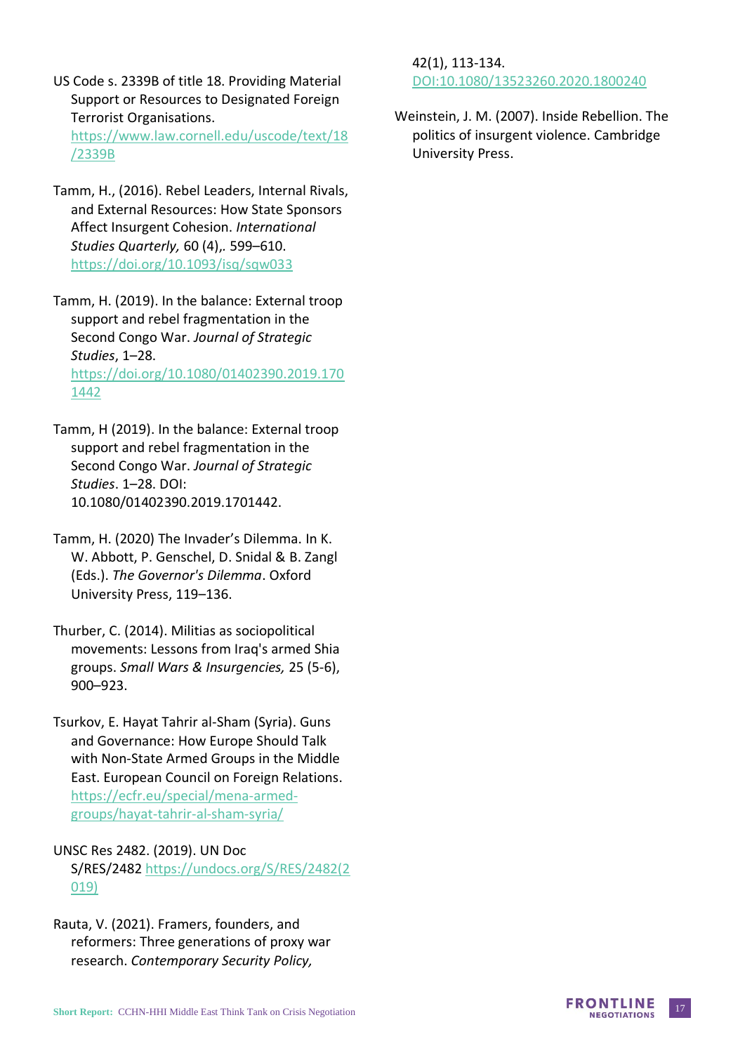US Code s. 2339B of title 18. Providing Material Support or Resources to Designated Foreign Terrorist Organisations. https://www.law.cornell.edu/uscode/text/18/2339B

Tamm, H., (2016). Rebel Leaders, Internal Rivals, and External Resources: How State Sponsors Affect Insurgent Cohesion. *International Studies Quarterly,* 60 (4),. 599–610. https://doi.org/10.1093/isq/sqw033

Tamm, H. (2019). In the balance: External troop support and rebel fragmentation in the Second Congo War. *Journal of Strategic Studies*, 1–28. https://doi.org/10.1080/01402390.2019.1701442

Tamm, H (2019). In the balance: External troop support and rebel fragmentation in the Second Congo War. *Journal of Strategic Studies*. 1–28. DOI: 10.1080/01402390.2019.1701442.

Tamm, H. (2020) The Invader's Dilemma. In K. W. Abbott, P. Genschel, D. Snidal & B. Zangl (Eds.). *The Governor's Dilemma*. Oxford University Press, 119–136.

Thurber, C. (2014). Militias as sociopolitical movements: Lessons from Iraq's armed Shia groups. *Small Wars & Insurgencies,* 25 (5-6), 900–923.

Tsurkov, E. Hayat Tahrir al-Sham (Syria). Guns and Governance: How Europe Should Talk with Non-State Armed Groups in the Middle East. European Council on Foreign Relations. https://ecfr.eu/special/mena-armed-groups/hayat-tahrir-al-sham-syria/

UNSC Res 2482. (2019). UN Doc S/RES/2482 https://undocs.org/S/RES/2482(2019)

Rauta, V. (2021). Framers, founders, and reformers: Three generations of proxy war research. *Contemporary Security Policy,* 42(1), 113-134. DOI:10.1080/13523260.2020.1800240

Weinstein, J. M. (2007). Inside Rebellion. The politics of insurgent violence. Cambridge University Press.